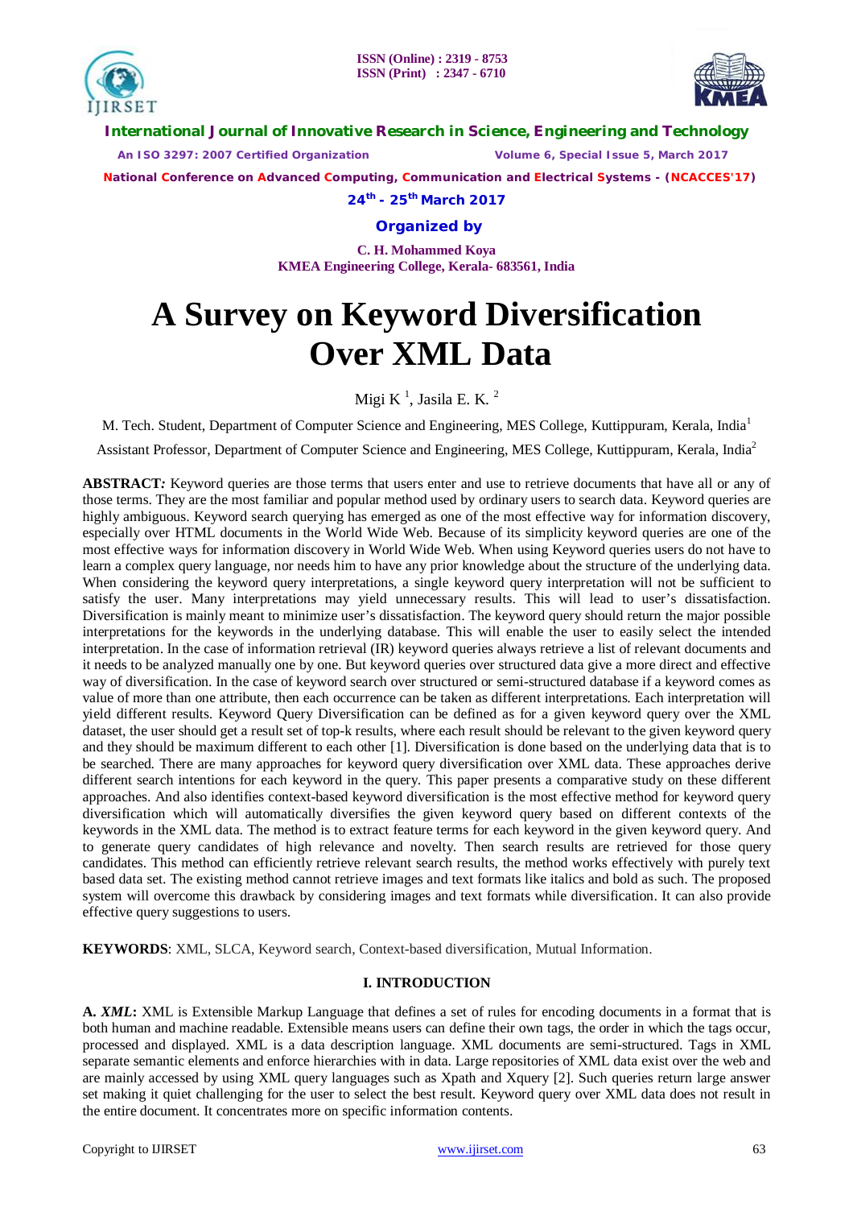# A Survey on Keyword Diversification Over XML Data

Migi K [1], Jasila E. K. [2]

M. Tech. Student, Department of Computer Science and Engineering, MES College, Kuttippuram, Kerala, India[1]

Assistant Professor, Department of Computer Science and Engineering, MES College, Kuttippuram, Kerala, India[2]

**ABSTRACT:** Keyword queries are those terms that users enter and use to retrieve documents that have all or any of those terms. They are the most familiar and popular method used by ordinary users to search data. Keyword queries are highly ambiguous. Keyword search querying has emerged as one of the most effective way for information discovery, especially over HTML documents in the World Wide Web. Because of its simplicity keyword queries are one of the most effective ways for information discovery in World Wide Web. When using Keyword queries users do not have to learn a complex query language, nor needs him to have any prior knowledge about the structure of the underlying data. When considering the keyword query interpretations, a single keyword query interpretation will not be sufficient to satisfy the user. Many interpretations may yield unnecessary results. This will lead to user's dissatisfaction. Diversification is mainly meant to minimize user's dissatisfaction. The keyword query should return the major possible interpretations for the keywords in the underlying database. This will enable the user to easily select the intended interpretation. In the case of information retrieval (IR) keyword queries always retrieve a list of relevant documents and it needs to be analyzed manually one by one. But keyword queries over structured data give a more direct and effective way of diversification. In the case of keyword search over structured or semi-structured database if a keyword comes as value of more than one attribute, then each occurrence can be taken as different interpretations. Each interpretation will yield different results. Keyword Query Diversification can be defined as for a given keyword query over the XML dataset, the user should get a result set of top-k results, where each result should be relevant to the given keyword query and they should be maximum different to each other [1]. Diversification is done based on the underlying data that is to be searched. There are many approaches for keyword query diversification over XML data. These approaches derive different search intentions for each keyword in the query. This paper presents a comparative study on these different approaches. And also identifies context-based keyword diversification is the most effective method for keyword query diversification which will automatically diversifies the given keyword query based on different contexts of the keywords in the XML data. The method is to extract feature terms for each keyword in the given keyword query. And to generate query candidates of high relevance and novelty. Then search results are retrieved for those query candidates. This method can efficiently retrieve relevant search results, the method works effectively with purely text based data set. The existing method cannot retrieve images and text formats like italics and bold as such. The proposed system will overcome this drawback by considering images and text formats while diversification. It can also provide effective query suggestions to users.

**KEYWORDS**: XML, SLCA, Keyword search, Context-based diversification, Mutual Information.

## I. INTRODUCTION

**A. *XML*:** XML is Extensible Markup Language that defines a set of rules for encoding documents in a format that is both human and machine readable. Extensible means users can define their own tags, the order in which the tags occur, processed and displayed. XML is a data description language. XML documents are semi-structured. Tags in XML separate semantic elements and enforce hierarchies with in data. Large repositories of XML data exist over the web and are mainly accessed by using XML query languages such as Xpath and Xquery [2]. Such queries return large answer set making it quiet challenging for the user to select the best result. Keyword query over XML data does not result in the entire document. It concentrates more on specific information contents.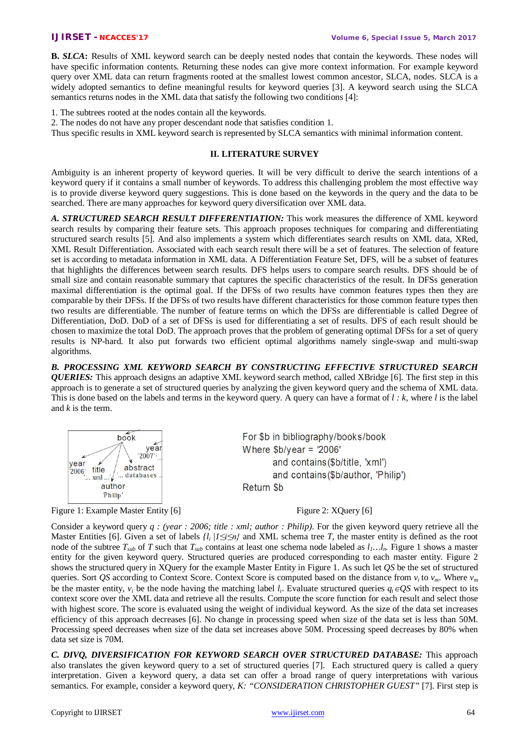**B. *SLCA*:** Results of XML keyword search can be deeply nested nodes that contain the keywords. These nodes will have specific information contents. Returning these nodes can give more context information. For example keyword query over XML data can return fragments rooted at the smallest lowest common ancestor, SLCA, nodes. SLCA is a widely adopted semantics to define meaningful results for keyword queries [3]. A keyword search using the SLCA semantics returns nodes in the XML data that satisfy the following two conditions [4]:

1. The subtrees rooted at the nodes contain all the keywords.
2. The nodes do not have any proper descendant node that satisfies condition 1.

Thus specific results in XML keyword search is represented by SLCA semantics with minimal information content.

## II. LITERATURE SURVEY

Ambiguity is an inherent property of keyword queries. It will be very difficult to derive the search intentions of a keyword query if it contains a small number of keywords. To address this challenging problem the most effective way is to provide diverse keyword query suggestions. This is done based on the keywords in the query and the data to be searched. There are many approaches for keyword query diversification over XML data.

***A. STRUCTURED SEARCH RESULT DIFFERENTIATION:*** This work measures the difference of XML keyword search results by comparing their feature sets. This approach proposes techniques for comparing and differentiating structured search results [5]. And also implements a system which differentiates search results on XML data, XRed, XML Result Differentiation. Associated with each search result there will be a set of features. The selection of feature set is according to metadata information in XML data. A Differentiation Feature Set, DFS, will be a subset of features that highlights the differences between search results. DFS helps users to compare search results. DFS should be of small size and contain reasonable summary that captures the specific characteristics of the result. In DFSs generation maximal differentiation is the optimal goal. If the DFSs of two results have common features types then they are comparable by their DFSs. If the DFSs of two results have different characteristics for those common feature types then two results are differentiable. The number of feature terms on which the DFSs are differentiable is called Degree of Differentiation, DoD. DoD of a set of DFSs is used for differentiating a set of results. DFS of each result should be chosen to maximize the total DoD. The approach proves that the problem of generating optimal DFSs for a set of query results is NP-hard. It also put forwards two efficient optimal algorithms namely single-swap and multi-swap algorithms.

***B. PROCESSING XML KEYWORD SEARCH BY CONSTRUCTING EFFECTIVE STRUCTURED SEARCH QUERIES:*** This approach designs an adaptive XML keyword search method, called XBridge [6]. The first step in this approach is to generate a set of structured queries by analyzing the given keyword query and the schema of XML data. This is done based on the labels and terms in the keyword query. A query can have a format of *l : k*, where *l* is the label and *k* is the term.

```
For $b in bibliography/books/book
Where $b/year = '2006'
      and contains($b/title, 'xml')
      and contains($b/author, 'Philip')
Return $b
```

Figure 1: Example Master Entity [6]

Figure 2: XQuery [6]

Consider a keyword query *q : (year : 2006; title : xml; author : Philip)*. For the given keyword query retrieve all the Master Entities [6]. Given a set of labels $\{l_i \mid 1 \le i \le n\}$ and XML schema tree *T*, the master entity is defined as the root node of the subtree $T_{sub}$ of *T* such that $T_{sub}$ contains at least one schema node labeled as $l_1 \ldots l_n$. Figure 1 shows a master entity for the given keyword query. Structured queries are produced corresponding to each master entity. Figure 2 shows the structured query in XQuery for the example Master Entity in Figure 1. As such let *QS* be the set of structured queries. Sort *QS* according to Context Score. Context Score is computed based on the distance from $v_i$ to $v_m$. Where $v_m$ be the master entity, $v_i$ be the node having the matching label $l_i$. Evaluate structured queries $q_i \in QS$ with respect to its context score over the XML data and retrieve all the results. Compute the score function for each result and select those with highest score. The score is evaluated using the weight of individual keyword. As the size of the data set increases efficiency of this approach decreases [6]. No change in processing speed when size of the data set is less than 50M. Processing speed decreases when size of the data set increases above 50M. Processing speed decreases by 80% when data set size is 70M.

***C. DIVQ, DIVERSIFICATION FOR KEYWORD SEARCH OVER STRUCTURED DATABASE:*** This approach also translates the given keyword query to a set of structured queries [7]. Each structured query is called a query interpretation. Given a keyword query, a data set can offer a broad range of query interpretations with various semantics. For example, consider a keyword query, *K: "CONSIDERATION CHRISTOPHER GUEST"* [7]. First step is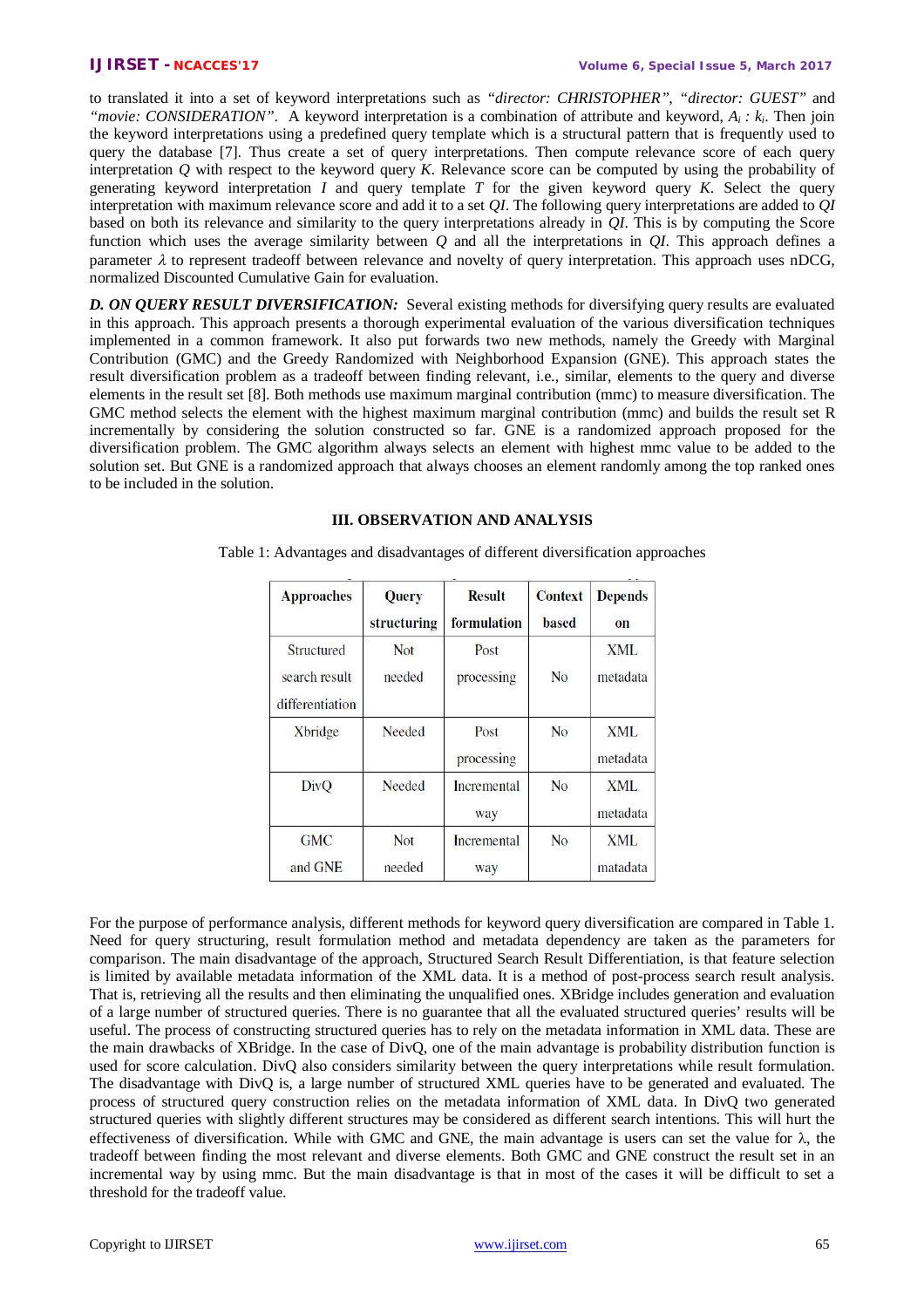to translated it into a set of keyword interpretations such as *"director: CHRISTOPHER"*, *"director: GUEST"* and *"movie: CONSIDERATION"*. A keyword interpretation is a combination of attribute and keyword, $A_i : k_i$. Then join the keyword interpretations using a predefined query template which is a structural pattern that is frequently used to query the database [7]. Thus create a set of query interpretations. Then compute relevance score of each query interpretation $Q$ with respect to the keyword query $K$. Relevance score can be computed by using the probability of generating keyword interpretation $I$ and query template $T$ for the given keyword query $K$. Select the query interpretation with maximum relevance score and add it to a set $QI$. The following query interpretations are added to $QI$ based on both its relevance and similarity to the query interpretations already in $QI$. This is by computing the Score function which uses the average similarity between $Q$ and all the interpretations in $QI$. This approach defines a parameter $\lambda$ to represent tradeoff between relevance and novelty of query interpretation. This approach uses nDCG, normalized Discounted Cumulative Gain for evaluation.

***D. ON QUERY RESULT DIVERSIFICATION:*** Several existing methods for diversifying query results are evaluated in this approach. This approach presents a thorough experimental evaluation of the various diversification techniques implemented in a common framework. It also put forwards two new methods, namely the Greedy with Marginal Contribution (GMC) and the Greedy Randomized with Neighborhood Expansion (GNE). This approach states the result diversification problem as a tradeoff between finding relevant, i.e., similar, elements to the query and diverse elements in the result set [8]. Both methods use maximum marginal contribution (mmc) to measure diversification. The GMC method selects the element with the highest maximum marginal contribution (mmc) and builds the result set R incrementally by considering the solution constructed so far. GNE is a randomized approach proposed for the diversification problem. The GMC algorithm always selects an element with highest mmc value to be added to the solution set. But GNE is a randomized approach that always chooses an element randomly among the top ranked ones to be included in the solution.

## III. OBSERVATION AND ANALYSIS

Table 1: Advantages and disadvantages of different diversification approaches

| Approaches | Query structuring | Result formulation | Context based | Depends on |
|---|---|---|---|---|
| Structured search result differentiation | Not needed | Post processing | No | XML metadata |
| Xbridge | Needed | Post processing | No | XML metadata |
| DivQ | Needed | Incremental way | No | XML metadata |
| GMC and GNE | Not needed | Incremental way | No | XML matadata |

For the purpose of performance analysis, different methods for keyword query diversification are compared in Table 1. Need for query structuring, result formulation method and metadata dependency are taken as the parameters for comparison. The main disadvantage of the approach, Structured Search Result Differentiation, is that feature selection is limited by available metadata information of the XML data. It is a method of post-process search result analysis. That is, retrieving all the results and then eliminating the unqualified ones. XBridge includes generation and evaluation of a large number of structured queries. There is no guarantee that all the evaluated structured queries' results will be useful. The process of constructing structured queries has to rely on the metadata information in XML data. These are the main drawbacks of XBridge. In the case of DivQ, one of the main advantage is probability distribution function is used for score calculation. DivQ also considers similarity between the query interpretations while result formulation. The disadvantage with DivQ is, a large number of structured XML queries have to be generated and evaluated. The process of structured query construction relies on the metadata information of XML data. In DivQ two generated structured queries with slightly different structures may be considered as different search intentions. This will hurt the effectiveness of diversification. While with GMC and GNE, the main advantage is users can set the value for $\lambda$, the tradeoff between finding the most relevant and diverse elements. Both GMC and GNE construct the result set in an incremental way by using mmc. But the main disadvantage is that in most of the cases it will be difficult to set a threshold for the tradeoff value.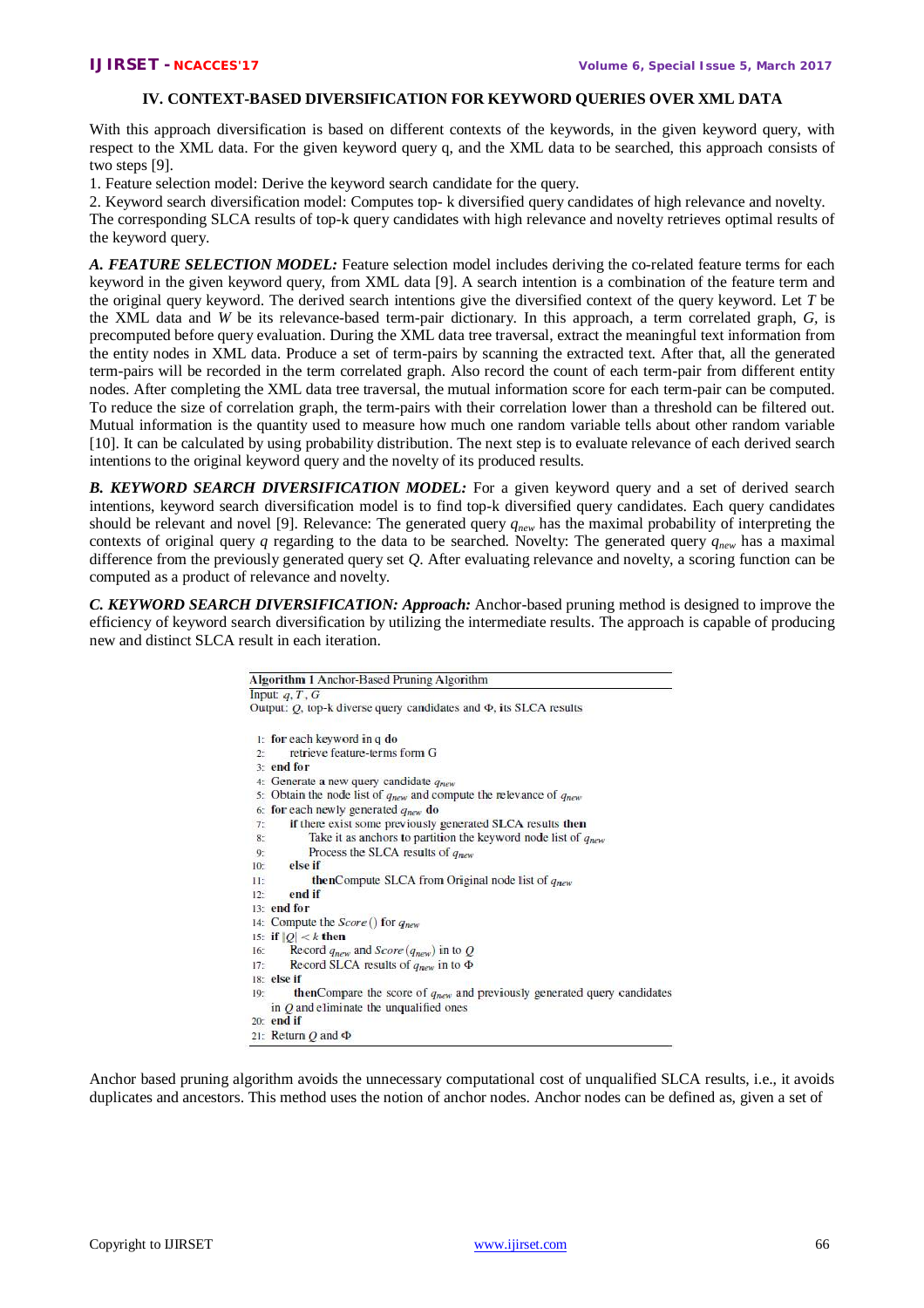## IV. CONTEXT-BASED DIVERSIFICATION FOR KEYWORD QUERIES OVER XML DATA

With this approach diversification is based on different contexts of the keywords, in the given keyword query, with respect to the XML data. For the given keyword query q, and the XML data to be searched, this approach consists of two steps [9].

1. Feature selection model: Derive the keyword search candidate for the query.
2. Keyword search diversification model: Computes top- k diversified query candidates of high relevance and novelty.

The corresponding SLCA results of top-k query candidates with high relevance and novelty retrieves optimal results of the keyword query.

***A. FEATURE SELECTION MODEL:*** Feature selection model includes deriving the co-related feature terms for each keyword in the given keyword query, from XML data [9]. A search intention is a combination of the feature term and the original query keyword. The derived search intentions give the diversified context of the query keyword. Let $T$ be the XML data and $W$ be its relevance-based term-pair dictionary. In this approach, a term correlated graph, $G$, is precomputed before query evaluation. During the XML data tree traversal, extract the meaningful text information from the entity nodes in XML data. Produce a set of term-pairs by scanning the extracted text. After that, all the generated term-pairs will be recorded in the term correlated graph. Also record the count of each term-pair from different entity nodes. After completing the XML data tree traversal, the mutual information score for each term-pair can be computed. To reduce the size of correlation graph, the term-pairs with their correlation lower than a threshold can be filtered out. Mutual information is the quantity used to measure how much one random variable tells about other random variable [10]. It can be calculated by using probability distribution. The next step is to evaluate relevance of each derived search intentions to the original keyword query and the novelty of its produced results.

***B. KEYWORD SEARCH DIVERSIFICATION MODEL:*** For a given keyword query and a set of derived search intentions, keyword search diversification model is to find top-k diversified query candidates. Each query candidates should be relevant and novel [9]. Relevance: The generated query $q_{new}$ has the maximal probability of interpreting the contexts of original query $q$ regarding to the data to be searched. Novelty: The generated query $q_{new}$ has a maximal difference from the previously generated query set $Q$. After evaluating relevance and novelty, a scoring function can be computed as a product of relevance and novelty.

***C. KEYWORD SEARCH DIVERSIFICATION: Approach:*** Anchor-based pruning method is designed to improve the efficiency of keyword search diversification by utilizing the intermediate results. The approach is capable of producing new and distinct SLCA result in each iteration.

**Algorithm 1** Anchor-Based Pruning Algorithm

Input: $q$, $T$, $G$

Output: $Q$, top-k diverse query candidates and $\Phi$, its SLCA results

```
1:  for each keyword in q do
2:      retrieve feature-terms form G
3:  end for
4:  Generate a new query candidate q_new
5:  Obtain the node list of q_new and compute the relevance of q_new
6:  for each newly generated q_new do
7:      if there exist some previously generated SLCA results then
8:          Take it as anchors to partition the keyword node list of q_new
9:          Process the SLCA results of q_new
10:     else if
11:         thenCompute SLCA from Original node list of q_new
12:     end if
13: end for
14: Compute the Score() for q_new
15: if |Q| < k then
16:     Record q_new and Score(q_new) in to Q
17:     Record SLCA results of q_new in to Φ
18: else if
19:     thenCompare the score of q_new and previously generated query candidates
    in Q and eliminate the unqualified ones
20: end if
21: Return Q and Φ
```

Anchor based pruning algorithm avoids the unnecessary computational cost of unqualified SLCA results, i.e., it avoids duplicates and ancestors. This method uses the notion of anchor nodes. Anchor nodes can be defined as, given a set of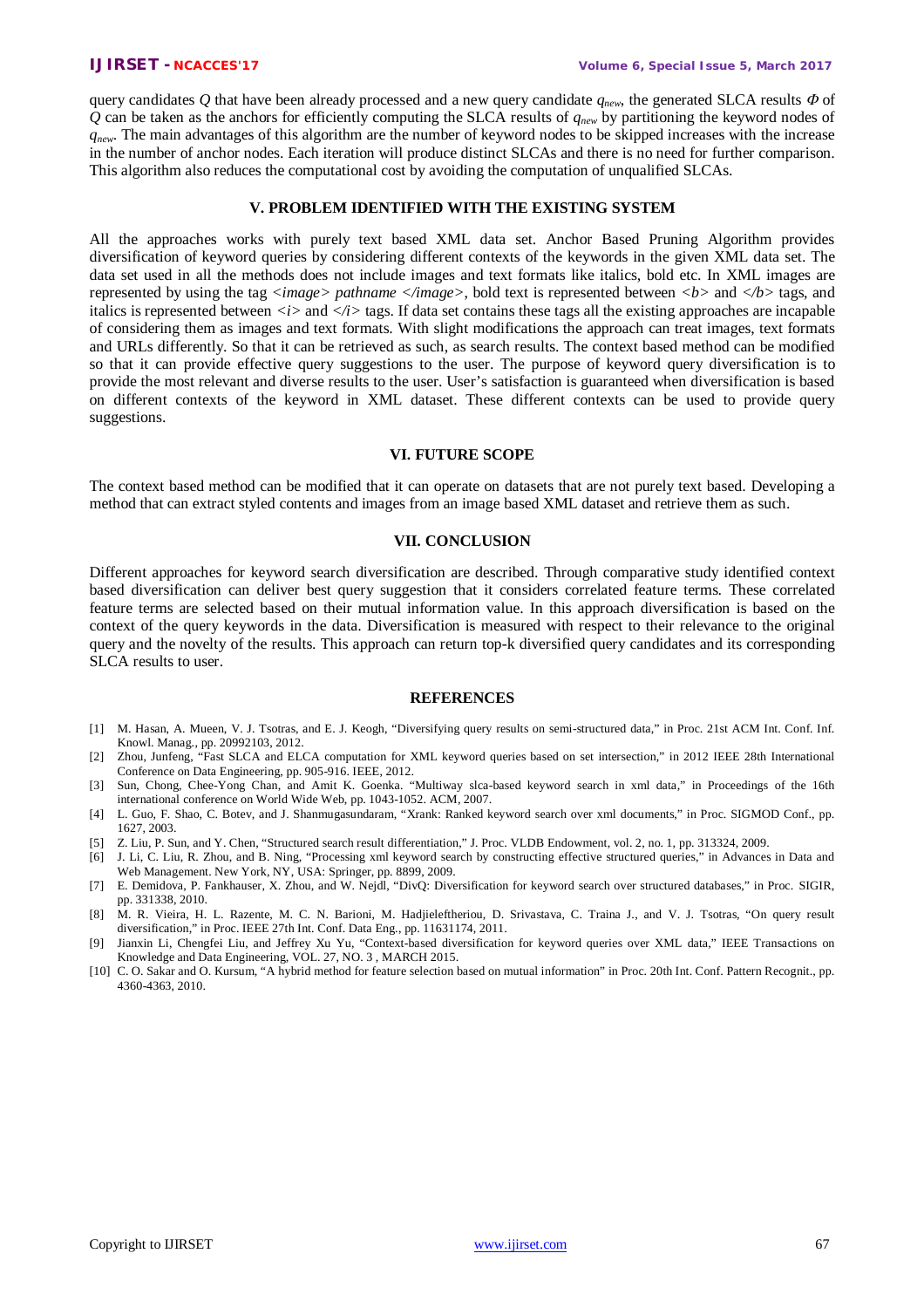query candidates $Q$ that have been already processed and a new query candidate $q_{new}$, the generated SLCA results $\Phi$ of $Q$ can be taken as the anchors for efficiently computing the SLCA results of $q_{new}$ by partitioning the keyword nodes of $q_{new}$. The main advantages of this algorithm are the number of keyword nodes to be skipped increases with the increase in the number of anchor nodes. Each iteration will produce distinct SLCAs and there is no need for further comparison. This algorithm also reduces the computational cost by avoiding the computation of unqualified SLCAs.

## V. PROBLEM IDENTIFIED WITH THE EXISTING SYSTEM

All the approaches works with purely text based XML data set. Anchor Based Pruning Algorithm provides diversification of keyword queries by considering different contexts of the keywords in the given XML data set. The data set used in all the methods does not include images and text formats like italics, bold etc. In XML images are represented by using the tag *<image> pathname </image>*, bold text is represented between *<b>* and *</b>* tags, and italics is represented between *<i>* and *</i>* tags. If data set contains these tags all the existing approaches are incapable of considering them as images and text formats. With slight modifications the approach can treat images, text formats and URLs differently. So that it can be retrieved as such, as search results. The context based method can be modified so that it can provide effective query suggestions to the user. The purpose of keyword query diversification is to provide the most relevant and diverse results to the user. User's satisfaction is guaranteed when diversification is based on different contexts of the keyword in XML dataset. These different contexts can be used to provide query suggestions.

## VI. FUTURE SCOPE

The context based method can be modified that it can operate on datasets that are not purely text based. Developing a method that can extract styled contents and images from an image based XML dataset and retrieve them as such.

## VII. CONCLUSION

Different approaches for keyword search diversification are described. Through comparative study identified context based diversification can deliver best query suggestion that it considers correlated feature terms. These correlated feature terms are selected based on their mutual information value. In this approach diversification is based on the context of the query keywords in the data. Diversification is measured with respect to their relevance to the original query and the novelty of the results. This approach can return top-k diversified query candidates and its corresponding SLCA results to user.

## REFERENCES

[1] M. Hasan, A. Mueen, V. J. Tsotras, and E. J. Keogh, "Diversifying query results on semi-structured data," in Proc. 21st ACM Int. Conf. Inf. Knowl. Manag., pp. 20992103, 2012.

[2] Zhou, Junfeng, "Fast SLCA and ELCA computation for XML keyword queries based on set intersection," in 2012 IEEE 28th International Conference on Data Engineering, pp. 905-916. IEEE, 2012.

[3] Sun, Chong, Chee-Yong Chan, and Amit K. Goenka. "Multiway slca-based keyword search in xml data," in Proceedings of the 16th international conference on World Wide Web, pp. 1043-1052. ACM, 2007.

[4] L. Guo, F. Shao, C. Botev, and J. Shanmugasundaram, "Xrank: Ranked keyword search over xml documents," in Proc. SIGMOD Conf., pp. 1627, 2003.

[5] Z. Liu, P. Sun, and Y. Chen, "Structured search result differentiation," J. Proc. VLDB Endowment, vol. 2, no. 1, pp. 313324, 2009.

[6] J. Li, C. Liu, R. Zhou, and B. Ning, "Processing xml keyword search by constructing effective structured queries," in Advances in Data and Web Management. New York, NY, USA: Springer, pp. 8899, 2009.

[7] E. Demidova, P. Fankhauser, X. Zhou, and W. Nejdl, "DivQ: Diversification for keyword search over structured databases," in Proc. SIGIR, pp. 331338, 2010.

[8] M. R. Vieira, H. L. Razente, M. C. N. Barioni, M. Hadjieleftheriou, D. Srivastava, C. Traina J., and V. J. Tsotras, "On query result diversification," in Proc. IEEE 27th Int. Conf. Data Eng., pp. 11631174, 2011.

[9] Jianxin Li, Chengfei Liu, and Jeffrey Xu Yu, "Context-based diversification for keyword queries over XML data," IEEE Transactions on Knowledge and Data Engineering, VOL. 27, NO. 3 , MARCH 2015.

[10] C. O. Sakar and O. Kursum, "A hybrid method for feature selection based on mutual information" in Proc. 20th Int. Conf. Pattern Recognit., pp. 4360-4363, 2010.